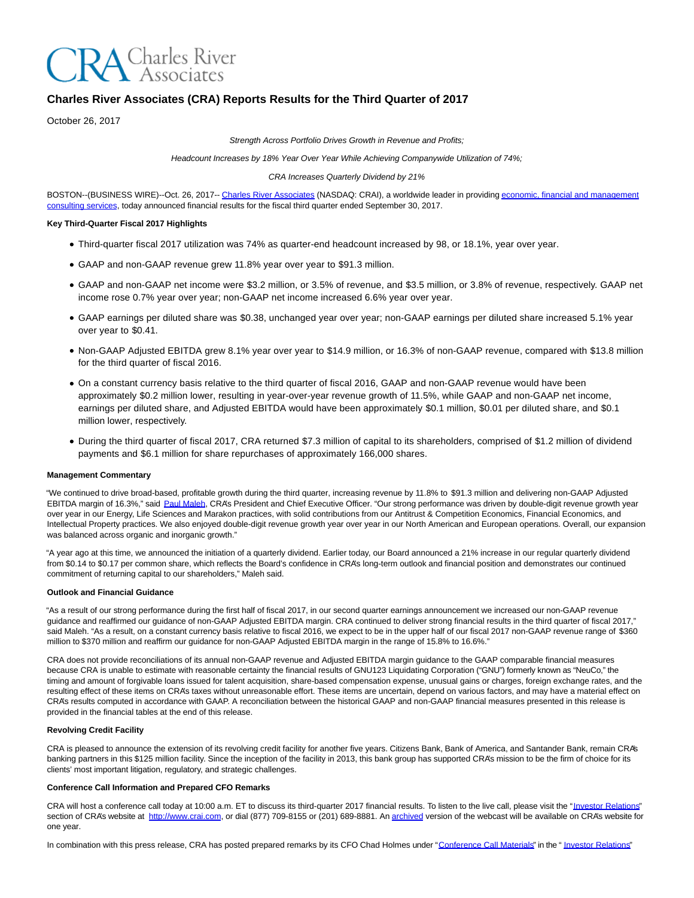CRA Charles River Associates

# Charles River Associates (CRA) Reports Results for the Third Quarter of 2017

October 26, 2017

*Strength Across Portfolio Drives Growth in Revenue and Profits;*

*Headcount Increases by 18% Year Over Year While Achieving Companywide Utilization of 74%;*

*CRA Increases Quarterly Dividend by 21%*

BOSTON--(BUSINESS WIRE)--Oct. 26, 2017-- Charles River Associates (NASDAQ: CRAI), a worldwide leader in providing economic, financial and management consulting services, today announced financial results for the fiscal third quarter ended September 30, 2017.

**Key Third-Quarter Fiscal 2017 Highlights**

- Third-quarter fiscal 2017 utilization was 74% as quarter-end headcount increased by 98, or 18.1%, year over year.
- GAAP and non-GAAP revenue grew 11.8% year over year to $91.3 million.
- GAAP and non-GAAP net income were $3.2 million, or 3.5% of revenue, and $3.5 million, or 3.8% of revenue, respectively. GAAP net income rose 0.7% year over year; non-GAAP net income increased 6.6% year over year.
- GAAP earnings per diluted share was $0.38, unchanged year over year; non-GAAP earnings per diluted share increased 5.1% year over year to $0.41.
- Non-GAAP Adjusted EBITDA grew 8.1% year over year to $14.9 million, or 16.3% of non-GAAP revenue, compared with $13.8 million for the third quarter of fiscal 2016.
- On a constant currency basis relative to the third quarter of fiscal 2016, GAAP and non-GAAP revenue would have been approximately $0.2 million lower, resulting in year-over-year revenue growth of 11.5%, while GAAP and non-GAAP net income, earnings per diluted share, and Adjusted EBITDA would have been approximately $0.1 million, $0.01 per diluted share, and $0.1 million lower, respectively.
- During the third quarter of fiscal 2017, CRA returned $7.3 million of capital to its shareholders, comprised of $1.2 million of dividend payments and $6.1 million for share repurchases of approximately 166,000 shares.

**Management Commentary**

"We continued to drive broad-based, profitable growth during the third quarter, increasing revenue by 11.8% to $91.3 million and delivering non-GAAP Adjusted EBITDA margin of 16.3%," said Paul Maleh, CRA's President and Chief Executive Officer. "Our strong performance was driven by double-digit revenue growth year over year in our Energy, Life Sciences and Marakon practices, with solid contributions from our Antitrust & Competition Economics, Financial Economics, and Intellectual Property practices. We also enjoyed double-digit revenue growth year over year in our North American and European operations. Overall, our expansion was balanced across organic and inorganic growth."

"A year ago at this time, we announced the initiation of a quarterly dividend. Earlier today, our Board announced a 21% increase in our regular quarterly dividend from $0.14 to $0.17 per common share, which reflects the Board's confidence in CRA's long-term outlook and financial position and demonstrates our continued commitment of returning capital to our shareholders," Maleh said.

**Outlook and Financial Guidance**

"As a result of our strong performance during the first half of fiscal 2017, in our second quarter earnings announcement we increased our non-GAAP revenue guidance and reaffirmed our guidance of non-GAAP Adjusted EBITDA margin. CRA continued to deliver strong financial results in the third quarter of fiscal 2017," said Maleh. "As a result, on a constant currency basis relative to fiscal 2016, we expect to be in the upper half of our fiscal 2017 non-GAAP revenue range of $360 million to $370 million and reaffirm our guidance for non-GAAP Adjusted EBITDA margin in the range of 15.8% to 16.6%."

CRA does not provide reconciliations of its annual non-GAAP revenue and Adjusted EBITDA margin guidance to the GAAP comparable financial measures because CRA is unable to estimate with reasonable certainty the financial results of GNU123 Liquidating Corporation ("GNU") formerly known as "NeuCo," the timing and amount of forgivable loans issued for talent acquisition, share-based compensation expense, unusual gains or charges, foreign exchange rates, and the resulting effect of these items on CRA's taxes without unreasonable effort. These items are uncertain, depend on various factors, and may have a material effect on CRA's results computed in accordance with GAAP. A reconciliation between the historical GAAP and non-GAAP financial measures presented in this release is provided in the financial tables at the end of this release.

**Revolving Credit Facility**

CRA is pleased to announce the extension of its revolving credit facility for another five years. Citizens Bank, Bank of America, and Santander Bank, remain CRA's banking partners in this $125 million facility. Since the inception of the facility in 2013, this bank group has supported CRA's mission to be the firm of choice for its clients' most important litigation, regulatory, and strategic challenges.

**Conference Call Information and Prepared CFO Remarks**

CRA will host a conference call today at 10:00 a.m. ET to discuss its third-quarter 2017 financial results. To listen to the live call, please visit the "Investor Relations" section of CRA's website at http://www.crai.com, or dial (877) 709-8155 or (201) 689-8881. An archived version of the webcast will be available on CRA's website for one year.

In combination with this press release, CRA has posted prepared remarks by its CFO Chad Holmes under "Conference Call Materials" in the " Investor Relations"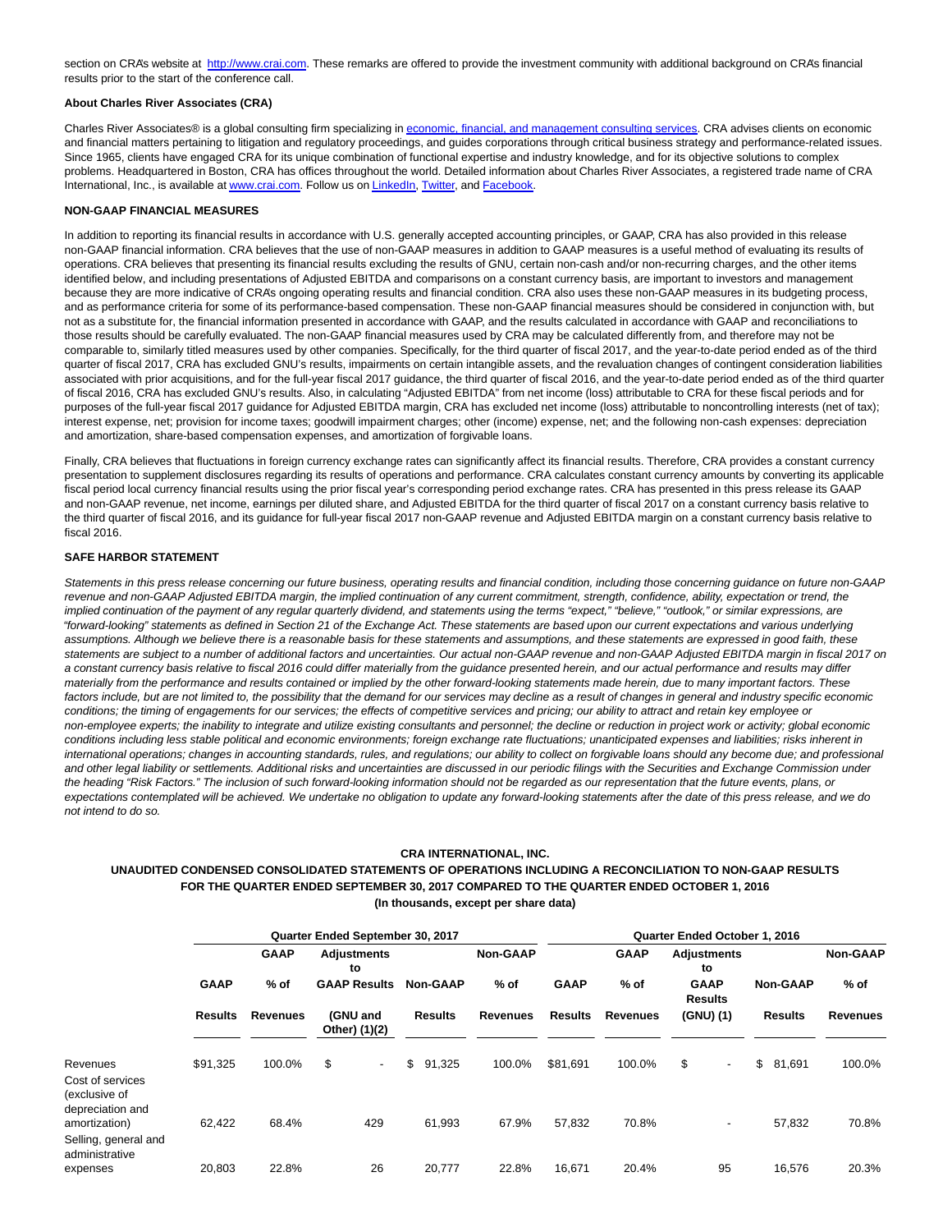section on CRA's website at http://www.crai.com. These remarks are offered to provide the investment community with additional background on CRA's financial results prior to the start of the conference call.

**About Charles River Associates (CRA)**

Charles River Associates® is a global consulting firm specializing in economic, financial, and management consulting services. CRA advises clients on economic and financial matters pertaining to litigation and regulatory proceedings, and guides corporations through critical business strategy and performance-related issues. Since 1965, clients have engaged CRA for its unique combination of functional expertise and industry knowledge, and for its objective solutions to complex problems. Headquartered in Boston, CRA has offices throughout the world. Detailed information about Charles River Associates, a registered trade name of CRA International, Inc., is available at www.crai.com. Follow us on LinkedIn, Twitter, and Facebook.

**NON-GAAP FINANCIAL MEASURES**

In addition to reporting its financial results in accordance with U.S. generally accepted accounting principles, or GAAP, CRA has also provided in this release non-GAAP financial information. CRA believes that the use of non-GAAP measures in addition to GAAP measures is a useful method of evaluating its results of operations. CRA believes that presenting its financial results excluding the results of GNU, certain non-cash and/or non-recurring charges, and the other items identified below, and including presentations of Adjusted EBITDA and comparisons on a constant currency basis, are important to investors and management because they are more indicative of CRA's ongoing operating results and financial condition. CRA also uses these non-GAAP measures in its budgeting process, and as performance criteria for some of its performance-based compensation. These non-GAAP financial measures should be considered in conjunction with, but not as a substitute for, the financial information presented in accordance with GAAP, and the results calculated in accordance with GAAP and reconciliations to those results should be carefully evaluated. The non-GAAP financial measures used by CRA may be calculated differently from, and therefore may not be comparable to, similarly titled measures used by other companies. Specifically, for the third quarter of fiscal 2017, and the year-to-date period ended as of the third quarter of fiscal 2017, CRA has excluded GNU's results, impairments on certain intangible assets, and the revaluation changes of contingent consideration liabilities associated with prior acquisitions, and for the full-year fiscal 2017 guidance, the third quarter of fiscal 2016, and the year-to-date period ended as of the third quarter of fiscal 2016, CRA has excluded GNU's results. Also, in calculating "Adjusted EBITDA" from net income (loss) attributable to CRA for these fiscal periods and for purposes of the full-year fiscal 2017 guidance for Adjusted EBITDA margin, CRA has excluded net income (loss) attributable to noncontrolling interests (net of tax); interest expense, net; provision for income taxes; goodwill impairment charges; other (income) expense, net; and the following non-cash expenses: depreciation and amortization, share-based compensation expenses, and amortization of forgivable loans.

Finally, CRA believes that fluctuations in foreign currency exchange rates can significantly affect its financial results. Therefore, CRA provides a constant currency presentation to supplement disclosures regarding its results of operations and performance. CRA calculates constant currency amounts by converting its applicable fiscal period local currency financial results using the prior fiscal year's corresponding period exchange rates. CRA has presented in this press release its GAAP and non-GAAP revenue, net income, earnings per diluted share, and Adjusted EBITDA for the third quarter of fiscal 2017 on a constant currency basis relative to the third quarter of fiscal 2016, and its guidance for full-year fiscal 2017 non-GAAP revenue and Adjusted EBITDA margin on a constant currency basis relative to fiscal 2016.

**SAFE HARBOR STATEMENT**

*Statements in this press release concerning our future business, operating results and financial condition, including those concerning guidance on future non-GAAP revenue and non-GAAP Adjusted EBITDA margin, the implied continuation of any current commitment, strength, confidence, ability, expectation or trend, the implied continuation of the payment of any regular quarterly dividend, and statements using the terms "expect," "believe," "outlook," or similar expressions, are "forward-looking" statements as defined in Section 21 of the Exchange Act. These statements are based upon our current expectations and various underlying assumptions. Although we believe there is a reasonable basis for these statements and assumptions, and these statements are expressed in good faith, these statements are subject to a number of additional factors and uncertainties. Our actual non-GAAP revenue and non-GAAP Adjusted EBITDA margin in fiscal 2017 on a constant currency basis relative to fiscal 2016 could differ materially from the guidance presented herein, and our actual performance and results may differ materially from the performance and results contained or implied by the other forward-looking statements made herein, due to many important factors. These factors include, but are not limited to, the possibility that the demand for our services may decline as a result of changes in general and industry specific economic conditions; the timing of engagements for our services; the effects of competitive services and pricing; our ability to attract and retain key employee or non-employee experts; the inability to integrate and utilize existing consultants and personnel; the decline or reduction in project work or activity; global economic conditions including less stable political and economic environments; foreign exchange rate fluctuations; unanticipated expenses and liabilities; risks inherent in international operations; changes in accounting standards, rules, and regulations; our ability to collect on forgivable loans should any become due; and professional and other legal liability or settlements. Additional risks and uncertainties are discussed in our periodic filings with the Securities and Exchange Commission under the heading "Risk Factors." The inclusion of such forward-looking information should not be regarded as our representation that the future events, plans, or expectations contemplated will be achieved. We undertake no obligation to update any forward-looking statements after the date of this press release, and we do not intend to do so.*

**CRA INTERNATIONAL, INC.**
**UNAUDITED CONDENSED CONSOLIDATED STATEMENTS OF OPERATIONS INCLUDING A RECONCILIATION TO NON-GAAP RESULTS**
**FOR THE QUARTER ENDED SEPTEMBER 30, 2017 COMPARED TO THE QUARTER ENDED OCTOBER 1, 2016**
**(In thousands, except per share data)**

| | Quarter Ended September 30, 2017 | | | | | Quarter Ended October 1, 2016 | | | | |
|---|---|---|---|---|---|---|---|---|---|---|
| | GAAP Results | GAAP % of Revenues | Adjustments to GAAP Results (GNU and Other) (1)(2) | Non-GAAP Results | Non-GAAP % of Revenues | GAAP Results | GAAP % of Revenues | Adjustments to GAAP Results (GNU) (1) | Non-GAAP Results | Non-GAAP % of Revenues |
| Revenues | $91,325 | 100.0% | $ - | $ 91,325 | 100.0% | $81,691 | 100.0% | $ - | $ 81,691 | 100.0% |
| Cost of services (exclusive of depreciation and amortization) | 62,422 | 68.4% | 429 | 61,993 | 67.9% | 57,832 | 70.8% | - | 57,832 | 70.8% |
| Selling, general and administrative expenses | 20,803 | 22.8% | 26 | 20,777 | 22.8% | 16,671 | 20.4% | 95 | 16,576 | 20.3% |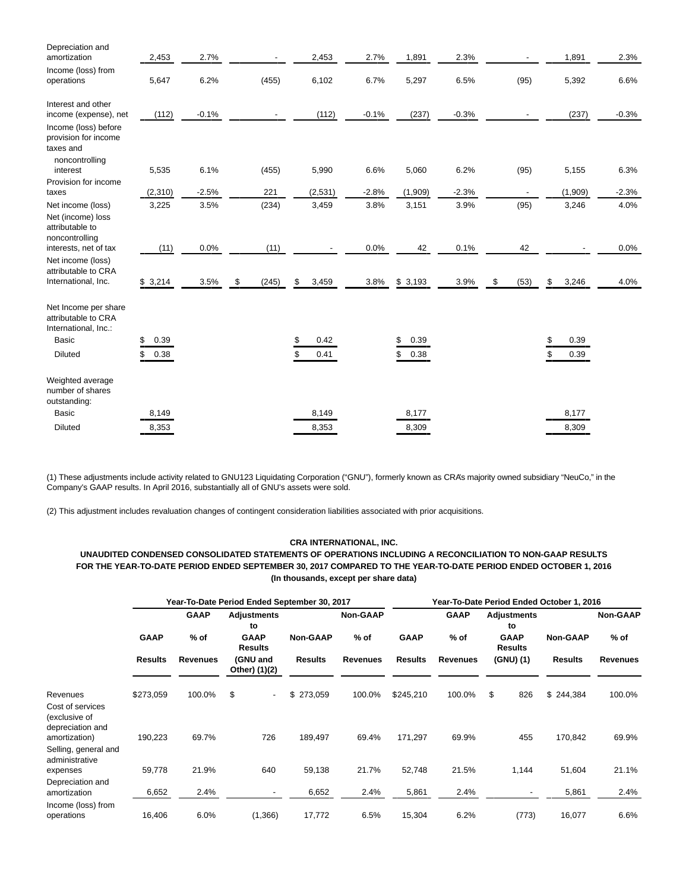| | | | | | | | | | | |
|---|---|---|---|---|---|---|---|---|---|---|
| Depreciation and amortization | 2,453 | 2.7% | - | 2,453 | 2.7% | 1,891 | 2.3% | - | 1,891 | 2.3% |
| Income (loss) from operations | 5,647 | 6.2% | (455) | 6,102 | 6.7% | 5,297 | 6.5% | (95) | 5,392 | 6.6% |
| Interest and other income (expense), net | (112) | -0.1% | - | (112) | -0.1% | (237) | -0.3% | - | (237) | -0.3% |
| Income (loss) before provision for income taxes and noncontrolling interest | 5,535 | 6.1% | (455) | 5,990 | 6.6% | 5,060 | 6.2% | (95) | 5,155 | 6.3% |
| Provision for income taxes | (2,310) | -2.5% | 221 | (2,531) | -2.8% | (1,909) | -2.3% | - | (1,909) | -2.3% |
| Net income (loss) | 3,225 | 3.5% | (234) | 3,459 | 3.8% | 3,151 | 3.9% | (95) | 3,246 | 4.0% |
| Net (income) loss attributable to noncontrolling interests, net of tax | (11) | 0.0% | (11) | - | 0.0% | 42 | 0.1% | 42 | - | 0.0% |
| Net income (loss) attributable to CRA International, Inc. | $ 3,214 | 3.5% | $ (245) | $ 3,459 | 3.8% | $ 3,193 | 3.9% | $ (53) | $ 3,246 | 4.0% |
| Net Income per share attributable to CRA International, Inc.: | | | | | | | | | | |
| Basic | $ 0.39 | | | $ 0.42 | | $ 0.39 | | | $ 0.39 | |
| Diluted | $ 0.38 | | | $ 0.41 | | $ 0.38 | | | $ 0.39 | |
| Weighted average number of shares outstanding: | | | | | | | | | | |
| Basic | 8,149 | | | 8,149 | | 8,177 | | | 8,177 | |
| Diluted | 8,353 | | | 8,353 | | 8,309 | | | 8,309 | |

(1) These adjustments include activity related to GNU123 Liquidating Corporation ("GNU"), formerly known as CRA's majority owned subsidiary "NeuCo," in the Company's GAAP results. In April 2016, substantially all of GNU's assets were sold.

(2) This adjustment includes revaluation changes of contingent consideration liabilities associated with prior acquisitions.

**CRA INTERNATIONAL, INC.**

**UNAUDITED CONDENSED CONSOLIDATED STATEMENTS OF OPERATIONS INCLUDING A RECONCILIATION TO NON-GAAP RESULTS FOR THE YEAR-TO-DATE PERIOD ENDED SEPTEMBER 30, 2017 COMPARED TO THE YEAR-TO-DATE PERIOD ENDED OCTOBER 1, 2016**

**(In thousands, except per share data)**

| | Year-To-Date Period Ended September 30, 2017 | | | | | Year-To-Date Period Ended October 1, 2016 | | | | |
|---|---|---|---|---|---|---|---|---|---|---|
| | GAAP Results | GAAP % of Revenues | Adjustments to GAAP Results (GNU and Other) (1)(2) | Non-GAAP Results | Non-GAAP % of Revenues | GAAP Results | GAAP % of Revenues | Adjustments to GAAP Results (GNU) (1) | Non-GAAP Results | Non-GAAP % of Revenues |
| Revenues | $273,059 | 100.0% | $ - | $ 273,059 | 100.0% | $245,210 | 100.0% | $ 826 | $ 244,384 | 100.0% |
| Cost of services (exclusive of depreciation and amortization) | 190,223 | 69.7% | 726 | 189,497 | 69.4% | 171,297 | 69.9% | 455 | 170,842 | 69.9% |
| Selling, general and administrative expenses | 59,778 | 21.9% | 640 | 59,138 | 21.7% | 52,748 | 21.5% | 1,144 | 51,604 | 21.1% |
| Depreciation and amortization | 6,652 | 2.4% | - | 6,652 | 2.4% | 5,861 | 2.4% | - | 5,861 | 2.4% |
| Income (loss) from operations | 16,406 | 6.0% | (1,366) | 17,772 | 6.5% | 15,304 | 6.2% | (773) | 16,077 | 6.6% |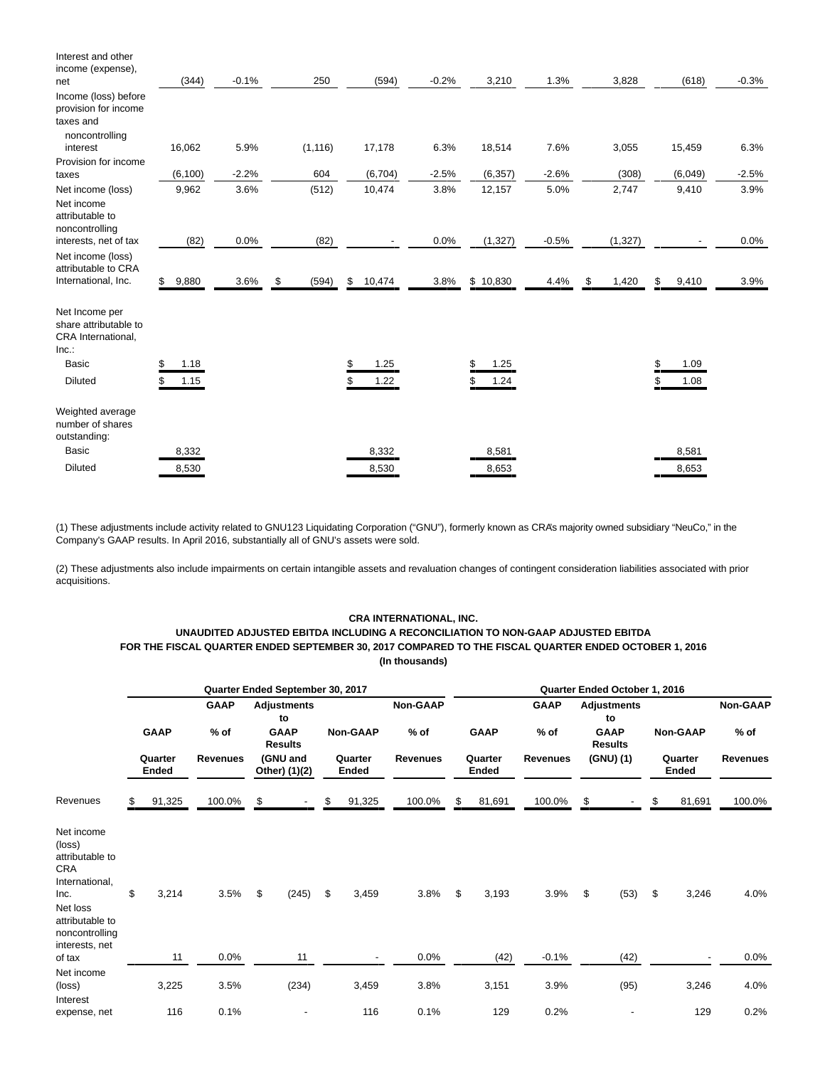| | | | | | | | | | | |
|---|---|---|---|---|---|---|---|---|---|---|
| Interest and other income (expense), net | (344) | -0.1% | 250 | (594) | -0.2% | 3,210 | 1.3% | 3,828 | (618) | -0.3% |
| Income (loss) before provision for income taxes and noncontrolling interest | 16,062 | 5.9% | (1,116) | 17,178 | 6.3% | 18,514 | 7.6% | 3,055 | 15,459 | 6.3% |
| Provision for income taxes | (6,100) | -2.2% | 604 | (6,704) | -2.5% | (6,357) | -2.6% | (308) | (6,049) | -2.5% |
| Net income (loss) | 9,962 | 3.6% | (512) | 10,474 | 3.8% | 12,157 | 5.0% | 2,747 | 9,410 | 3.9% |
| Net income attributable to noncontrolling interests, net of tax | (82) | 0.0% | (82) | - | 0.0% | (1,327) | -0.5% | (1,327) | - | 0.0% |
| Net income (loss) attributable to CRA International, Inc. | $ 9,880 | 3.6% | $ (594) | $ 10,474 | 3.8% | $ 10,830 | 4.4% | $ 1,420 | $ 9,410 | 3.9% |
| Net Income per share attributable to CRA International, Inc.: | | | | | | | | | | |
| Basic | $ 1.18 | | | $ 1.25 | | $ 1.25 | | | $ 1.09 | |
| Diluted | $ 1.15 | | | $ 1.22 | | $ 1.24 | | | $ 1.08 | |
| Weighted average number of shares outstanding: | | | | | | | | | | |
| Basic | 8,332 | | | 8,332 | | 8,581 | | | 8,581 | |
| Diluted | 8,530 | | | 8,530 | | 8,653 | | | 8,653 | |

(1) These adjustments include activity related to GNU123 Liquidating Corporation ("GNU"), formerly known as CRA's majority owned subsidiary "NeuCo," in the Company's GAAP results. In April 2016, substantially all of GNU's assets were sold.

(2) These adjustments also include impairments on certain intangible assets and revaluation changes of contingent consideration liabilities associated with prior acquisitions.

**CRA INTERNATIONAL, INC.**
**UNAUDITED ADJUSTED EBITDA INCLUDING A RECONCILIATION TO NON-GAAP ADJUSTED EBITDA**
**FOR THE FISCAL QUARTER ENDED SEPTEMBER 30, 2017 COMPARED TO THE FISCAL QUARTER ENDED OCTOBER 1, 2016**
**(In thousands)**

| | Quarter Ended September 30, 2017 | | | | | Quarter Ended October 1, 2016 | | | | |
|---|---|---|---|---|---|---|---|---|---|---|
| | GAAP Quarter Ended | GAAP % of Revenues | Adjustments to GAAP Results (GNU and Other) (1)(2) | Non-GAAP Quarter Ended | Non-GAAP % of Revenues | GAAP Quarter Ended | GAAP % of Revenues | Adjustments to GAAP Results (GNU) (1) | Non-GAAP Quarter Ended | Non-GAAP % of Revenues |
| Revenues | $ 91,325 | 100.0% | $ - | $ 91,325 | 100.0% | $ 81,691 | 100.0% | $ - | $ 81,691 | 100.0% |
| Net income (loss) attributable to CRA International, Inc. | $ 3,214 | 3.5% | $ (245) | $ 3,459 | 3.8% | $ 3,193 | 3.9% | $ (53) | $ 3,246 | 4.0% |
| Net loss attributable to noncontrolling interests, net of tax | 11 | 0.0% | 11 | - | 0.0% | (42) | -0.1% | (42) | - | 0.0% |
| Net income (loss) | 3,225 | 3.5% | (234) | 3,459 | 3.8% | 3,151 | 3.9% | (95) | 3,246 | 4.0% |
| Interest expense, net | 116 | 0.1% | - | 116 | 0.1% | 129 | 0.2% | - | 129 | 0.2% |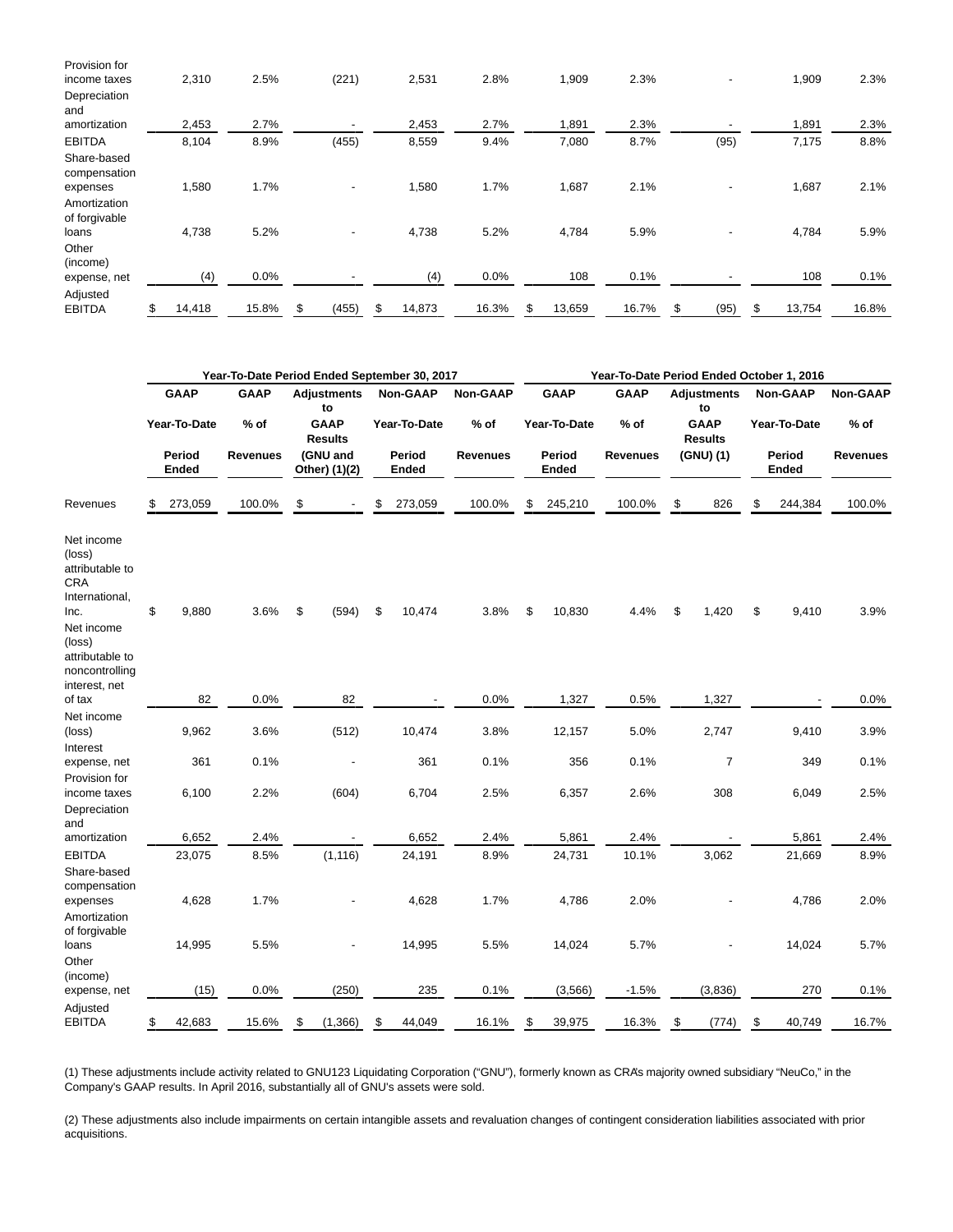| | | | | | | | | | | |
|---|---|---|---|---|---|---|---|---|---|---|
| Provision for income taxes | 2,310 | 2.5% | (221) | 2,531 | 2.8% | 1,909 | 2.3% | - | 1,909 | 2.3% |
| Depreciation and amortization | 2,453 | 2.7% | - | 2,453 | 2.7% | 1,891 | 2.3% | - | 1,891 | 2.3% |
| EBITDA | 8,104 | 8.9% | (455) | 8,559 | 9.4% | 7,080 | 8.7% | (95) | 7,175 | 8.8% |
| Share-based compensation expenses | 1,580 | 1.7% | - | 1,580 | 1.7% | 1,687 | 2.1% | - | 1,687 | 2.1% |
| Amortization of forgivable loans | 4,738 | 5.2% | - | 4,738 | 5.2% | 4,784 | 5.9% | - | 4,784 | 5.9% |
| Other (income) expense, net | (4) | 0.0% | - | (4) | 0.0% | 108 | 0.1% | - | 108 | 0.1% |
| Adjusted EBITDA | $ 14,418 | 15.8% | $ (455) | $ 14,873 | 16.3% | $ 13,659 | 16.7% | $ (95) | $ 13,754 | 16.8% |

| | Year-To-Date Period Ended September 30, 2017 | | | | | Year-To-Date Period Ended October 1, 2016 | | | | |
|---|---|---|---|---|---|---|---|---|---|---|
| | GAAP Year-To-Date Period Ended | GAAP % of Revenues | Adjustments to GAAP Results (GNU and Other) (1)(2) | Non-GAAP Year-To-Date Period Ended | Non-GAAP % of Revenues | GAAP Year-To-Date Period Ended | GAAP % of Revenues | Adjustments to GAAP Results (GNU) (1) | Non-GAAP Year-To-Date Period Ended | Non-GAAP % of Revenues |
| Revenues | $ 273,059 | 100.0% | $ - | $ 273,059 | 100.0% | $ 245,210 | 100.0% | $ 826 | $ 244,384 | 100.0% |
| Net income (loss) attributable to CRA International, Inc. | $ 9,880 | 3.6% | $ (594) | $ 10,474 | 3.8% | $ 10,830 | 4.4% | $ 1,420 | $ 9,410 | 3.9% |
| Net income (loss) attributable to noncontrolling interest, net of tax | 82 | 0.0% | 82 | - | 0.0% | 1,327 | 0.5% | 1,327 | - | 0.0% |
| Net income (loss) | 9,962 | 3.6% | (512) | 10,474 | 3.8% | 12,157 | 5.0% | 2,747 | 9,410 | 3.9% |
| Interest expense, net | 361 | 0.1% | - | 361 | 0.1% | 356 | 0.1% | 7 | 349 | 0.1% |
| Provision for income taxes | 6,100 | 2.2% | (604) | 6,704 | 2.5% | 6,357 | 2.6% | 308 | 6,049 | 2.5% |
| Depreciation and amortization | 6,652 | 2.4% | - | 6,652 | 2.4% | 5,861 | 2.4% | - | 5,861 | 2.4% |
| EBITDA | 23,075 | 8.5% | (1,116) | 24,191 | 8.9% | 24,731 | 10.1% | 3,062 | 21,669 | 8.9% |
| Share-based compensation expenses | 4,628 | 1.7% | - | 4,628 | 1.7% | 4,786 | 2.0% | - | 4,786 | 2.0% |
| Amortization of forgivable loans | 14,995 | 5.5% | - | 14,995 | 5.5% | 14,024 | 5.7% | - | 14,024 | 5.7% |
| Other (income) expense, net | (15) | 0.0% | (250) | 235 | 0.1% | (3,566) | -1.5% | (3,836) | 270 | 0.1% |
| Adjusted EBITDA | $ 42,683 | 15.6% | $ (1,366) | $ 44,049 | 16.1% | $ 39,975 | 16.3% | $ (774) | $ 40,749 | 16.7% |

(1) These adjustments include activity related to GNU123 Liquidating Corporation ("GNU"), formerly known as CRA's majority owned subsidiary "NeuCo," in the Company's GAAP results. In April 2016, substantially all of GNU's assets were sold.

(2) These adjustments also include impairments on certain intangible assets and revaluation changes of contingent consideration liabilities associated with prior acquisitions.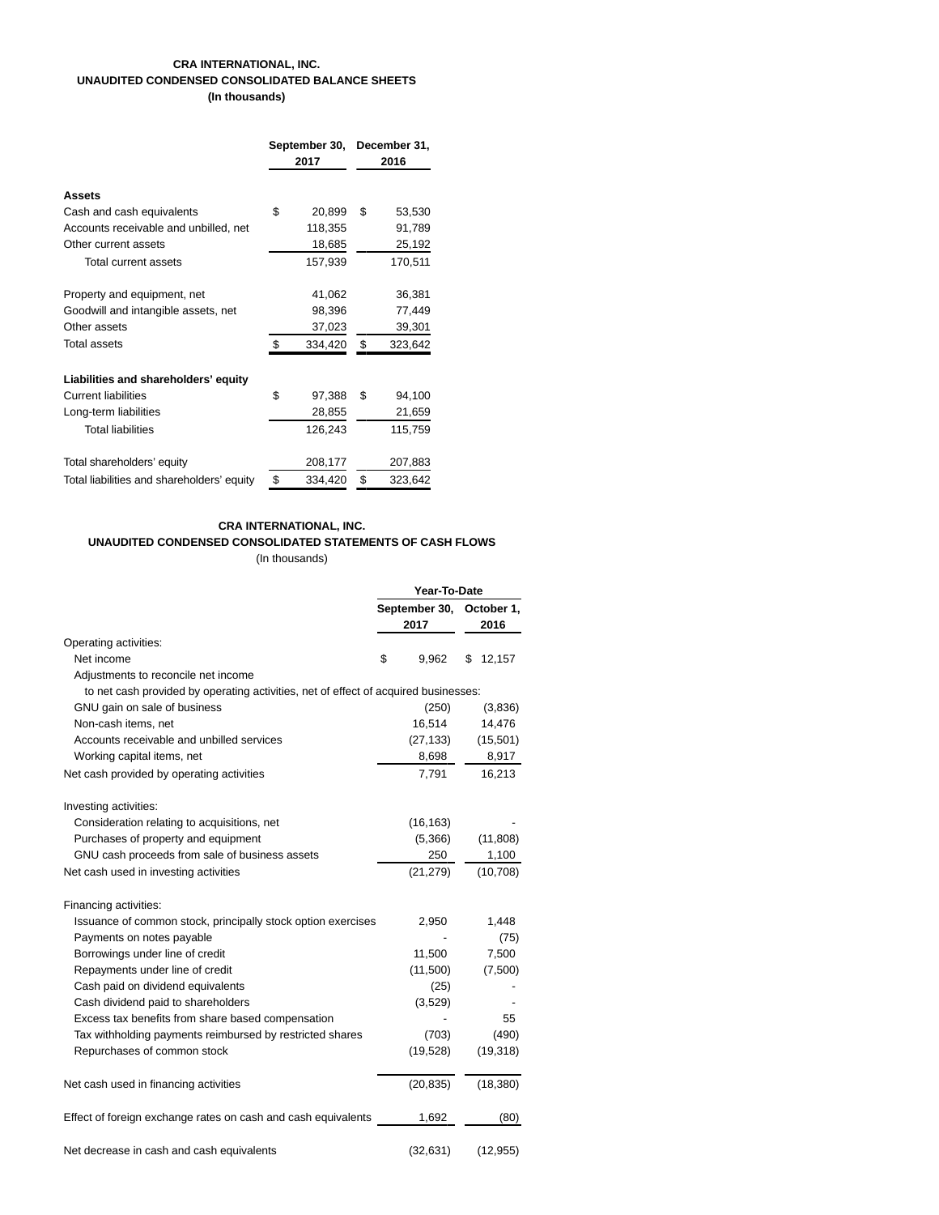**CRA INTERNATIONAL, INC.**
**UNAUDITED CONDENSED CONSOLIDATED BALANCE SHEETS**
**(In thousands)**

| | September 30, 2017 | December 31, 2016 |
|---|---|---|
| **Assets** | | |
| Cash and cash equivalents | $ 20,899 | $ 53,530 |
| Accounts receivable and unbilled, net | 118,355 | 91,789 |
| Other current assets | 18,685 | 25,192 |
| Total current assets | 157,939 | 170,511 |
| Property and equipment, net | 41,062 | 36,381 |
| Goodwill and intangible assets, net | 98,396 | 77,449 |
| Other assets | 37,023 | 39,301 |
| Total assets | $ 334,420 | $ 323,642 |
| **Liabilities and shareholders' equity** | | |
| Current liabilities | $ 97,388 | $ 94,100 |
| Long-term liabilities | 28,855 | 21,659 |
| Total liabilities | 126,243 | 115,759 |
| Total shareholders' equity | 208,177 | 207,883 |
| Total liabilities and shareholders' equity | $ 334,420 | $ 323,642 |

**CRA INTERNATIONAL, INC.**
**UNAUDITED CONDENSED CONSOLIDATED STATEMENTS OF CASH FLOWS**
(In thousands)

| | Year-To-Date | |
|---|---|---|
| | September 30, 2017 | October 1, 2016 |
| Operating activities: | | |
| Net income | $ 9,962 | $ 12,157 |
| Adjustments to reconcile net income | | |
| to net cash provided by operating activities, net of effect of acquired businesses: | | |
| GNU gain on sale of business | (250) | (3,836) |
| Non-cash items, net | 16,514 | 14,476 |
| Accounts receivable and unbilled services | (27,133) | (15,501) |
| Working capital items, net | 8,698 | 8,917 |
| Net cash provided by operating activities | 7,791 | 16,213 |
| Investing activities: | | |
| Consideration relating to acquisitions, net | (16,163) | - |
| Purchases of property and equipment | (5,366) | (11,808) |
| GNU cash proceeds from sale of business assets | 250 | 1,100 |
| Net cash used in investing activities | (21,279) | (10,708) |
| Financing activities: | | |
| Issuance of common stock, principally stock option exercises | 2,950 | 1,448 |
| Payments on notes payable | - | (75) |
| Borrowings under line of credit | 11,500 | 7,500 |
| Repayments under line of credit | (11,500) | (7,500) |
| Cash paid on dividend equivalents | (25) | - |
| Cash dividend paid to shareholders | (3,529) | - |
| Excess tax benefits from share based compensation | - | 55 |
| Tax withholding payments reimbursed by restricted shares | (703) | (490) |
| Repurchases of common stock | (19,528) | (19,318) |
| Net cash used in financing activities | (20,835) | (18,380) |
| Effect of foreign exchange rates on cash and cash equivalents | 1,692 | (80) |
| Net decrease in cash and cash equivalents | (32,631) | (12,955) |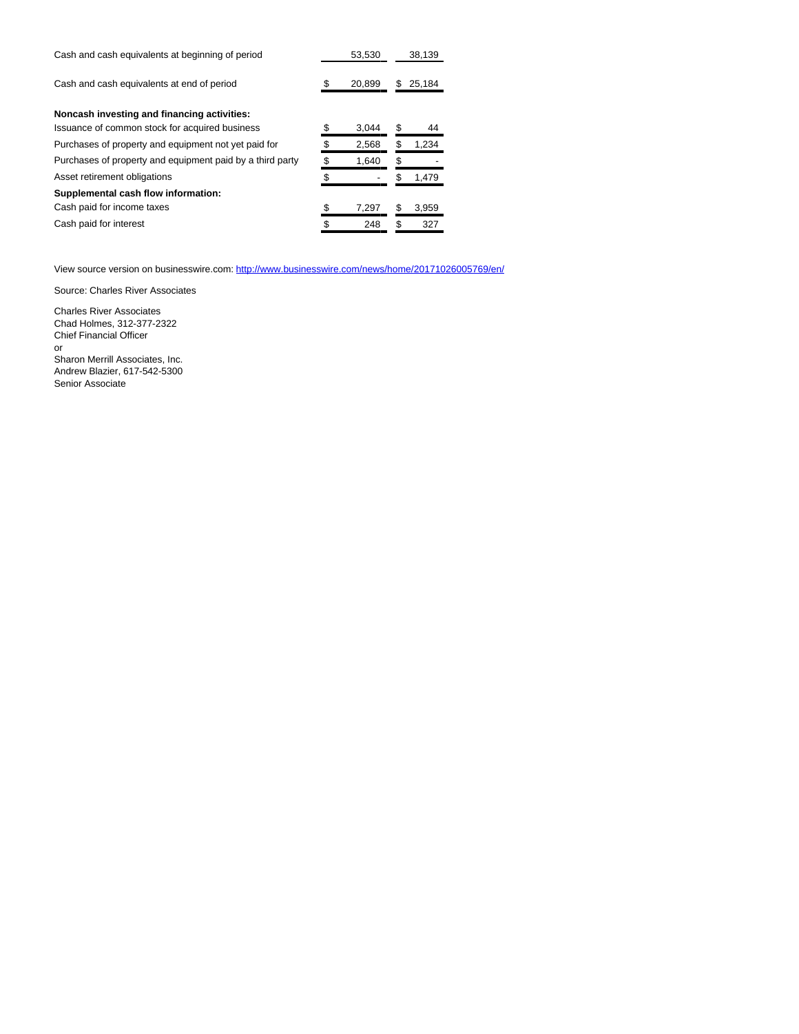| | | |
|---|---|---|
| Cash and cash equivalents at beginning of period | 53,530 | 38,139 |
| Cash and cash equivalents at end of period | $ 20,899 | $ 25,184 |
| **Noncash investing and financing activities:** | | |
| Issuance of common stock for acquired business | $ 3,044 | $ 44 |
| Purchases of property and equipment not yet paid for | $ 2,568 | $ 1,234 |
| Purchases of property and equipment paid by a third party | $ 1,640 | $ - |
| Asset retirement obligations | $ - | $ 1,479 |
| **Supplemental cash flow information:** | | |
| Cash paid for income taxes | $ 7,297 | $ 3,959 |
| Cash paid for interest | $ 248 | $ 327 |

View source version on businesswire.com: http://www.businesswire.com/news/home/20171026005769/en/

Source: Charles River Associates

Charles River Associates
Chad Holmes, 312-377-2322
Chief Financial Officer
or
Sharon Merrill Associates, Inc.
Andrew Blazier, 617-542-5300
Senior Associate